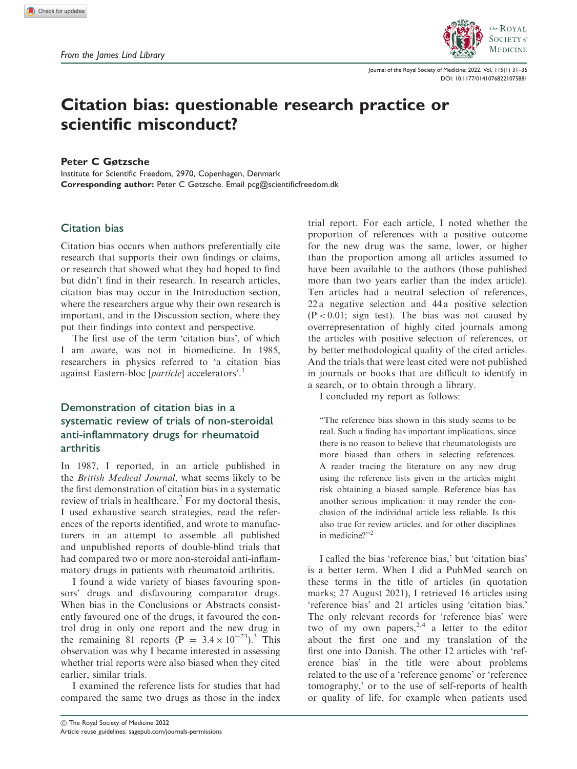From the James Lind Library

# Citation bias: questionable research practice or scientific misconduct?

**Peter C Gøtzsche**

Institute for Scientific Freedom, 2970, Copenhagen, Denmark

**Corresponding author:** Peter C Gøtzsche. Email pcg@scientificfreedom.dk

## Citation bias

Citation bias occurs when authors preferentially cite research that supports their own findings or claims, or research that showed what they had hoped to find but didn't find in their research. In research articles, citation bias may occur in the Introduction section, where the researchers argue why their own research is important, and in the Discussion section, where they put their findings into context and perspective.

The first use of the term 'citation bias', of which I am aware, was not in biomedicine. In 1985, researchers in physics referred to 'a citation bias against Eastern-bloc [*particle*] accelerators'.[1]

## Demonstration of citation bias in a systematic review of trials of non-steroidal anti-inflammatory drugs for rheumatoid arthritis

In 1987, I reported, in an article published in the *British Medical Journal*, what seems likely to be the first demonstration of citation bias in a systematic review of trials in healthcare.[2] For my doctoral thesis, I used exhaustive search strategies, read the references of the reports identified, and wrote to manufacturers in an attempt to assemble all published and unpublished reports of double-blind trials that had compared two or more non-steroidal anti-inflammatory drugs in patients with rheumatoid arthritis.

I found a wide variety of biases favouring sponsors' drugs and disfavouring comparator drugs. When bias in the Conclusions or Abstracts consistently favoured one of the drugs, it favoured the control drug in only one report and the new drug in the remaining 81 reports ($P = 3.4 \times 10^{-23}$).[3] This observation was why I became interested in assessing whether trial reports were also biased when they cited earlier, similar trials.

I examined the reference lists for studies that had compared the same two drugs as those in the index trial report. For each article, I noted whether the proportion of references with a positive outcome for the new drug was the same, lower, or higher than the proportion among all articles assumed to have been available to the authors (those published more than two years earlier than the index article). Ten articles had a neutral selection of references, 22 a negative selection and 44 a positive selection ($P < 0.01$; sign test). The bias was not caused by overrepresentation of highly cited journals among the articles with positive selection of references, or by better methodological quality of the cited articles. And the trials that were least cited were not published in journals or books that are difficult to identify in a search, or to obtain through a library.

I concluded my report as follows:

> "The reference bias shown in this study seems to be real. Such a finding has important implications, since there is no reason to believe that rheumatologists are more biased than others in selecting references. A reader tracing the literature on any new drug using the reference lists given in the articles might risk obtaining a biased sample. Reference bias has another serious implication: it may render the conclusion of the individual article less reliable. Is this also true for review articles, and for other disciplines in medicine?"[2]

I called the bias 'reference bias,' but 'citation bias' is a better term. When I did a PubMed search on these terms in the title of articles (in quotation marks; 27 August 2021), I retrieved 16 articles using 'reference bias' and 21 articles using 'citation bias.' The only relevant records for 'reference bias' were two of my own papers,[2,4] a letter to the editor about the first one and my translation of the first one into Danish. The other 12 articles with 'reference bias' in the title were about problems related to the use of a 'reference genome' or 'reference tomography,' or to the use of self-reports of health or quality of life, for example when patients used

© The Royal Society of Medicine 2022

Article reuse guidelines: sagepub.com/journals-permissions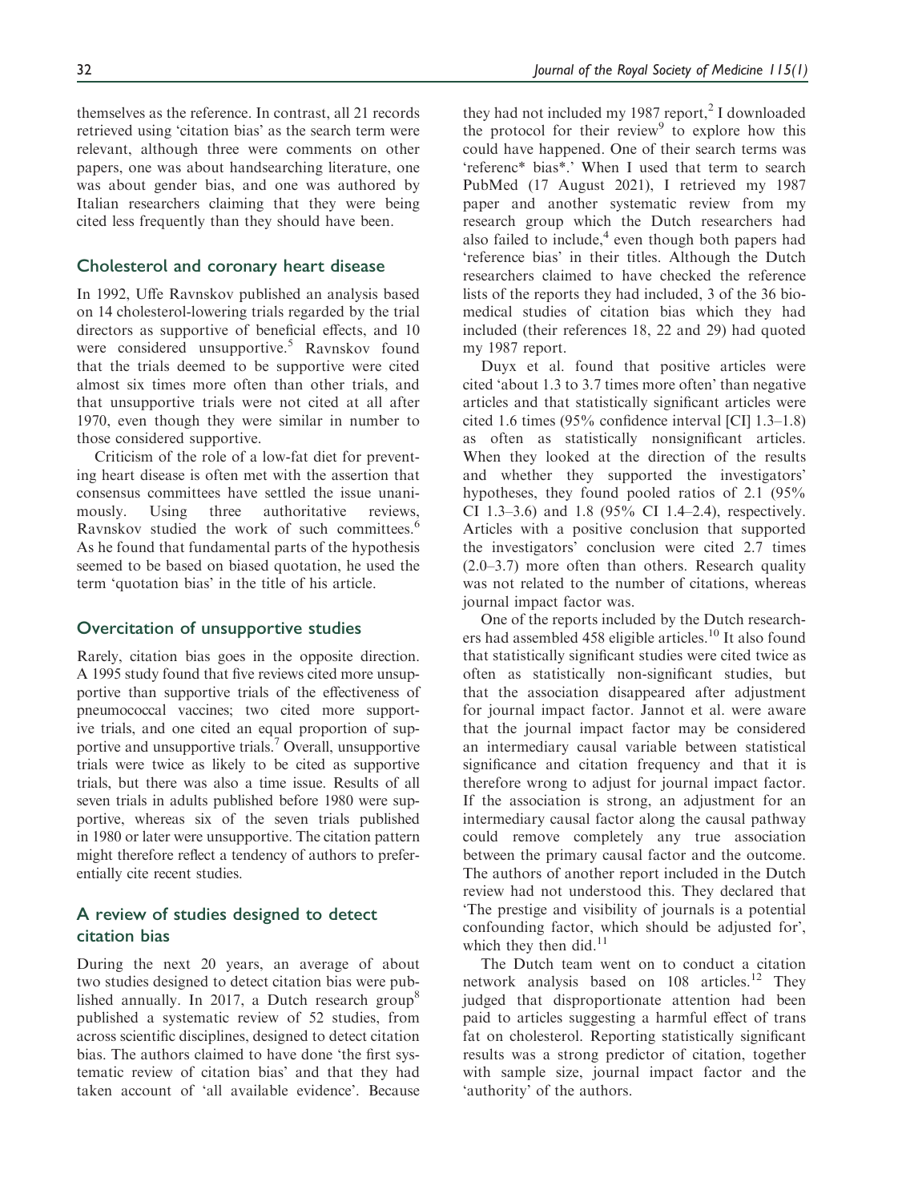themselves as the reference. In contrast, all 21 records retrieved using 'citation bias' as the search term were relevant, although three were comments on other papers, one was about handsearching literature, one was about gender bias, and one was authored by Italian researchers claiming that they were being cited less frequently than they should have been.

## Cholesterol and coronary heart disease

In 1992, Uffe Ravnskov published an analysis based on 14 cholesterol-lowering trials regarded by the trial directors as supportive of beneficial effects, and 10 were considered unsupportive.[5] Ravnskov found that the trials deemed to be supportive were cited almost six times more often than other trials, and that unsupportive trials were not cited at all after 1970, even though they were similar in number to those considered supportive.

Criticism of the role of a low-fat diet for preventing heart disease is often met with the assertion that consensus committees have settled the issue unanimously. Using three authoritative reviews, Ravnskov studied the work of such committees.[6] As he found that fundamental parts of the hypothesis seemed to be based on biased quotation, he used the term 'quotation bias' in the title of his article.

## Overcitation of unsupportive studies

Rarely, citation bias goes in the opposite direction. A 1995 study found that five reviews cited more unsupportive than supportive trials of the effectiveness of pneumococcal vaccines; two cited more supportive trials, and one cited an equal proportion of supportive and unsupportive trials.[7] Overall, unsupportive trials were twice as likely to be cited as supportive trials, but there was also a time issue. Results of all seven trials in adults published before 1980 were supportive, whereas six of the seven trials published in 1980 or later were unsupportive. The citation pattern might therefore reflect a tendency of authors to preferentially cite recent studies.

## A review of studies designed to detect citation bias

During the next 20 years, an average of about two studies designed to detect citation bias were published annually. In 2017, a Dutch research group[8] published a systematic review of 52 studies, from across scientific disciplines, designed to detect citation bias. The authors claimed to have done 'the first systematic review of citation bias' and that they had taken account of 'all available evidence'. Because they had not included my 1987 report,[2] I downloaded the protocol for their review[9] to explore how this could have happened. One of their search terms was 'referenc* bias*.' When I used that term to search PubMed (17 August 2021), I retrieved my 1987 paper and another systematic review from my research group which the Dutch researchers had also failed to include,[4] even though both papers had 'reference bias' in their titles. Although the Dutch researchers claimed to have checked the reference lists of the reports they had included, 3 of the 36 biomedical studies of citation bias which they had included (their references 18, 22 and 29) had quoted my 1987 report.

Duyx et al. found that positive articles were cited 'about 1.3 to 3.7 times more often' than negative articles and that statistically significant articles were cited 1.6 times (95% confidence interval [CI] 1.3–1.8) as often as statistically nonsignificant articles. When they looked at the direction of the results and whether they supported the investigators' hypotheses, they found pooled ratios of 2.1 (95% CI 1.3–3.6) and 1.8 (95% CI 1.4–2.4), respectively. Articles with a positive conclusion that supported the investigators' conclusion were cited 2.7 times (2.0–3.7) more often than others. Research quality was not related to the number of citations, whereas journal impact factor was.

One of the reports included by the Dutch researchers had assembled 458 eligible articles.[10] It also found that statistically significant studies were cited twice as often as statistically non-significant studies, but that the association disappeared after adjustment for journal impact factor. Jannot et al. were aware that the journal impact factor may be considered an intermediary causal variable between statistical significance and citation frequency and that it is therefore wrong to adjust for journal impact factor. If the association is strong, an adjustment for an intermediary causal factor along the causal pathway could remove completely any true association between the primary causal factor and the outcome. The authors of another report included in the Dutch review had not understood this. They declared that 'The prestige and visibility of journals is a potential confounding factor, which should be adjusted for', which they then did.[11]

The Dutch team went on to conduct a citation network analysis based on 108 articles.[12] They judged that disproportionate attention had been paid to articles suggesting a harmful effect of trans fat on cholesterol. Reporting statistically significant results was a strong predictor of citation, together with sample size, journal impact factor and the 'authority' of the authors.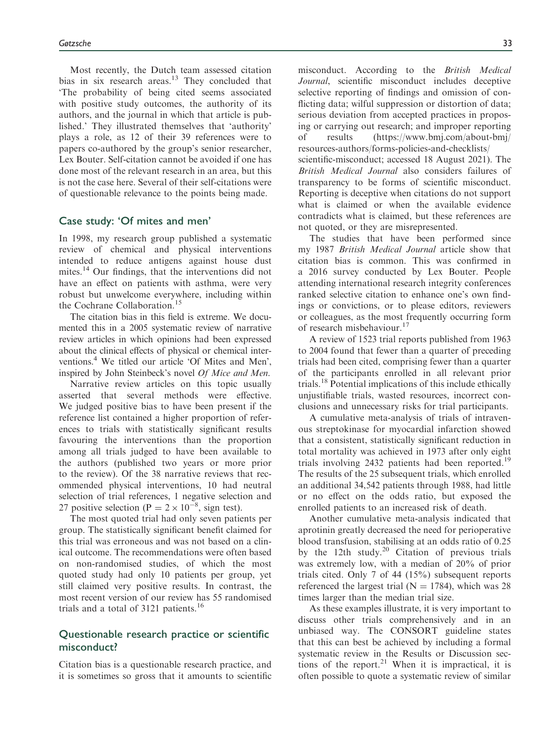Most recently, the Dutch team assessed citation bias in six research areas.[13] They concluded that 'The probability of being cited seems associated with positive study outcomes, the authority of its authors, and the journal in which that article is published.' They illustrated themselves that 'authority' plays a role, as 12 of their 39 references were to papers co-authored by the group's senior researcher, Lex Bouter. Self-citation cannot be avoided if one has done most of the relevant research in an area, but this is not the case here. Several of their self-citations were of questionable relevance to the points being made.

## Case study: 'Of mites and men'

In 1998, my research group published a systematic review of chemical and physical interventions intended to reduce antigens against house dust mites.[14] Our findings, that the interventions did not have an effect on patients with asthma, were very robust but unwelcome everywhere, including within the Cochrane Collaboration.[15]

The citation bias in this field is extreme. We documented this in a 2005 systematic review of narrative review articles in which opinions had been expressed about the clinical effects of physical or chemical interventions.[4] We titled our article 'Of Mites and Men', inspired by John Steinbeck's novel *Of Mice and Men*.

Narrative review articles on this topic usually asserted that several methods were effective. We judged positive bias to have been present if the reference list contained a higher proportion of references to trials with statistically significant results favouring the interventions than the proportion among all trials judged to have been available to the authors (published two years or more prior to the review). Of the 38 narrative reviews that recommended physical interventions, 10 had neutral selection of trial references, 1 negative selection and 27 positive selection ($P = 2 \times 10^{-8}$, sign test).

The most quoted trial had only seven patients per group. The statistically significant benefit claimed for this trial was erroneous and was not based on a clinical outcome. The recommendations were often based on non-randomised studies, of which the most quoted study had only 10 patients per group, yet still claimed very positive results. In contrast, the most recent version of our review has 55 randomised trials and a total of 3121 patients.[16]

## Questionable research practice or scientific misconduct?

Citation bias is a questionable research practice, and it is sometimes so gross that it amounts to scientific misconduct. According to the *British Medical Journal*, scientific misconduct includes deceptive selective reporting of findings and omission of conflicting data; wilful suppression or distortion of data; serious deviation from accepted practices in proposing or carrying out research; and improper reporting of results (https://www.bmj.com/about-bmj/resources-authors/forms-policies-and-checklists/scientific-misconduct; accessed 18 August 2021). The *British Medical Journal* also considers failures of transparency to be forms of scientific misconduct. Reporting is deceptive when citations do not support what is claimed or when the available evidence contradicts what is claimed, but these references are not quoted, or they are misrepresented.

The studies that have been performed since my 1987 *British Medical Journal* article show that citation bias is common. This was confirmed in a 2016 survey conducted by Lex Bouter. People attending international research integrity conferences ranked selective citation to enhance one's own findings or convictions, or to please editors, reviewers or colleagues, as the most frequently occurring form of research misbehaviour.[17]

A review of 1523 trial reports published from 1963 to 2004 found that fewer than a quarter of preceding trials had been cited, comprising fewer than a quarter of the participants enrolled in all relevant prior trials.[18] Potential implications of this include ethically unjustifiable trials, wasted resources, incorrect conclusions and unnecessary risks for trial participants.

A cumulative meta-analysis of trials of intravenous streptokinase for myocardial infarction showed that a consistent, statistically significant reduction in total mortality was achieved in 1973 after only eight trials involving 2432 patients had been reported.[19] The results of the 25 subsequent trials, which enrolled an additional 34,542 patients through 1988, had little or no effect on the odds ratio, but exposed the enrolled patients to an increased risk of death.

Another cumulative meta-analysis indicated that aprotinin greatly decreased the need for perioperative blood transfusion, stabilising at an odds ratio of 0.25 by the 12th study.[20] Citation of previous trials was extremely low, with a median of 20% of prior trials cited. Only 7 of 44 (15%) subsequent reports referenced the largest trial ($N = 1784$), which was 28 times larger than the median trial size.

As these examples illustrate, it is very important to discuss other trials comprehensively and in an unbiased way. The CONSORT guideline states that this can best be achieved by including a formal systematic review in the Results or Discussion sections of the report.[21] When it is impractical, it is often possible to quote a systematic review of similar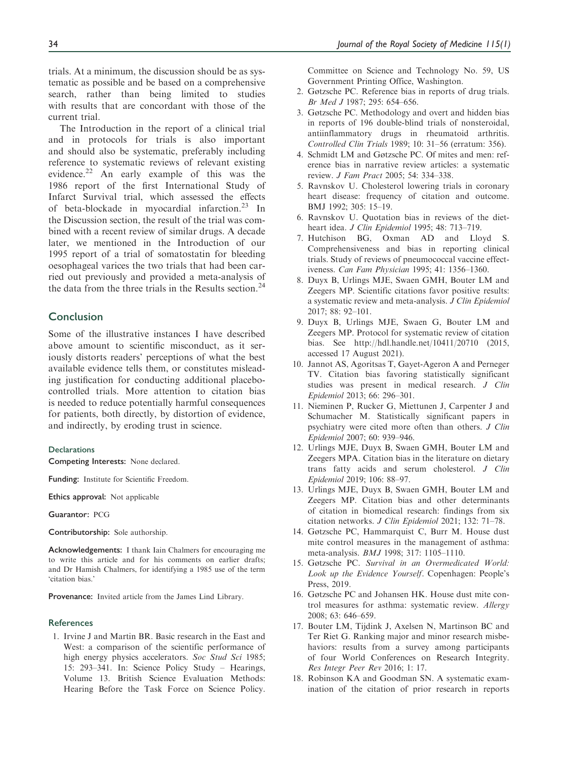trials. At a minimum, the discussion should be as systematic as possible and be based on a comprehensive search, rather than being limited to studies with results that are concordant with those of the current trial.

The Introduction in the report of a clinical trial and in protocols for trials is also important and should also be systematic, preferably including reference to systematic reviews of relevant existing evidence.[22] An early example of this was the 1986 report of the first International Study of Infarct Survival trial, which assessed the effects of beta-blockade in myocardial infarction.[23] In the Discussion section, the result of the trial was combined with a recent review of similar drugs. A decade later, we mentioned in the Introduction of our 1995 report of a trial of somatostatin for bleeding oesophageal varices the two trials that had been carried out previously and provided a meta-analysis of the data from the three trials in the Results section.[24]

## Conclusion

Some of the illustrative instances I have described above amount to scientific misconduct, as it seriously distorts readers' perceptions of what the best available evidence tells them, or constitutes misleading justification for conducting additional placebo-controlled trials. More attention to citation bias is needed to reduce potentially harmful consequences for patients, both directly, by distortion of evidence, and indirectly, by eroding trust in science.

#### Declarations

**Competing Interests:** None declared.

**Funding:** Institute for Scientific Freedom.

**Ethics approval:** Not applicable

**Guarantor:** PCG

**Contributorship:** Sole authorship.

**Acknowledgements:** I thank Iain Chalmers for encouraging me to write this article and for his comments on earlier drafts; and Dr Hamish Chalmers, for identifying a 1985 use of the term 'citation bias.'

**Provenance:** Invited article from the James Lind Library.

#### References

1. Irvine J and Martin BR. Basic research in the East and West: a comparison of the scientific performance of high energy physics accelerators. *Soc Stud Sci* 1985; 15: 293–341. In: Science Policy Study – Hearings, Volume 13. British Science Evaluation Methods: Hearing Before the Task Force on Science Policy. Committee on Science and Technology No. 59, US Government Printing Office, Washington.
2. Gøtzsche PC. Reference bias in reports of drug trials. *Br Med J* 1987; 295: 654–656.
3. Gøtzsche PC. Methodology and overt and hidden bias in reports of 196 double-blind trials of nonsteroidal, antiinflammatory drugs in rheumatoid arthritis. *Controlled Clin Trials* 1989; 10: 31–56 (erratum: 356).
4. Schmidt LM and Gøtzsche PC. Of mites and men: reference bias in narrative review articles: a systematic review. *J Fam Pract* 2005; 54: 334–338.
5. Ravnskov U. Cholesterol lowering trials in coronary heart disease: frequency of citation and outcome. BMJ 1992; 305: 15–19.
6. Ravnskov U. Quotation bias in reviews of the diet-heart idea. *J Clin Epidemiol* 1995; 48: 713–719.
7. Hutchison BG, Oxman AD and Lloyd S. Comprehensiveness and bias in reporting clinical trials. Study of reviews of pneumococcal vaccine effectiveness. *Can Fam Physician* 1995; 41: 1356–1360.
8. Duyx B, Urlings MJE, Swaen GMH, Bouter LM and Zeegers MP. Scientific citations favor positive results: a systematic review and meta-analysis. *J Clin Epidemiol* 2017; 88: 92–101.
9. Duyx B, Urlings MJE, Swaen G, Bouter LM and Zeegers MP. Protocol for systematic review of citation bias. See http://hdl.handle.net/10411/20710 (2015, accessed 17 August 2021).
10. Jannot AS, Agoritsas T, Gayet-Ageron A and Perneger TV. Citation bias favoring statistically significant studies was present in medical research. *J Clin Epidemiol* 2013; 66: 296–301.
11. Nieminen P, Rucker G, Miettunen J, Carpenter J and Schumacher M. Statistically significant papers in psychiatry were cited more often than others. *J Clin Epidemiol* 2007; 60: 939–946.
12. Urlings MJE, Duyx B, Swaen GMH, Bouter LM and Zeegers MPA. Citation bias in the literature on dietary trans fatty acids and serum cholesterol. *J Clin Epidemiol* 2019; 106: 88–97.
13. Urlings MJE, Duyx B, Swaen GMH, Bouter LM and Zeegers MP. Citation bias and other determinants of citation in biomedical research: findings from six citation networks. *J Clin Epidemiol* 2021; 132: 71–78.
14. Gøtzsche PC, Hammarquist C, Burr M. House dust mite control measures in the management of asthma: meta-analysis. *BMJ* 1998; 317: 1105–1110.
15. Gøtzsche PC. *Survival in an Overmedicated World: Look up the Evidence Yourself*. Copenhagen: People's Press, 2019.
16. Gøtzsche PC and Johansen HK. House dust mite control measures for asthma: systematic review. *Allergy* 2008; 63: 646–659.
17. Bouter LM, Tijdink J, Axelsen N, Martinson BC and Ter Riet G. Ranking major and minor research misbehaviors: results from a survey among participants of four World Conferences on Research Integrity. *Res Integr Peer Rev* 2016; 1: 17.
18. Robinson KA and Goodman SN. A systematic examination of the citation of prior research in reports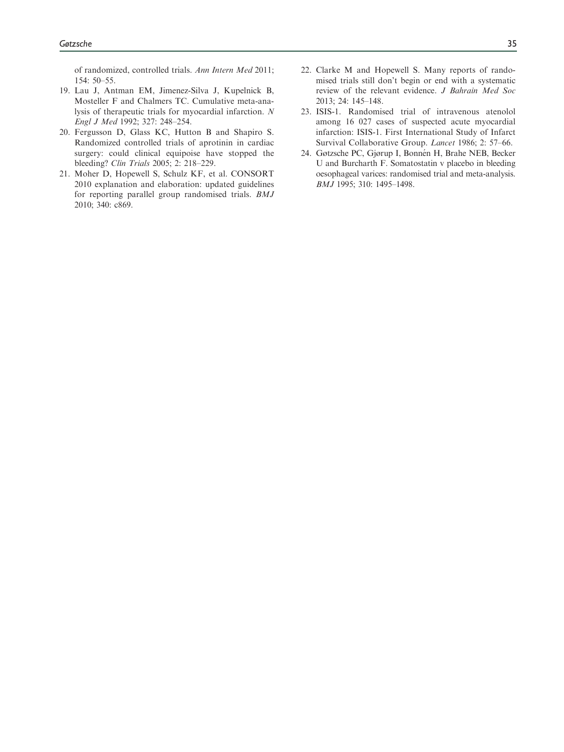of randomized, controlled trials. *Ann Intern Med* 2011; 154: 50–55.

19. Lau J, Antman EM, Jimenez-Silva J, Kupelnick B, Mosteller F and Chalmers TC. Cumulative meta-analysis of therapeutic trials for myocardial infarction. *N Engl J Med* 1992; 327: 248–254.
20. Fergusson D, Glass KC, Hutton B and Shapiro S. Randomized controlled trials of aprotinin in cardiac surgery: could clinical equipoise have stopped the bleeding? *Clin Trials* 2005; 2: 218–229.
21. Moher D, Hopewell S, Schulz KF, et al. CONSORT 2010 explanation and elaboration: updated guidelines for reporting parallel group randomised trials. *BMJ* 2010; 340: c869.
22. Clarke M and Hopewell S. Many reports of randomised trials still don't begin or end with a systematic review of the relevant evidence. *J Bahrain Med Soc* 2013; 24: 145–148.
23. ISIS-1. Randomised trial of intravenous atenolol among 16 027 cases of suspected acute myocardial infarction: ISIS-1. First International Study of Infarct Survival Collaborative Group. *Lancet* 1986; 2: 57–66.
24. Gøtzsche PC, Gjørup I, Bonnén H, Brahe NEB, Becker U and Burcharth F. Somatostatin v placebo in bleeding oesophageal varices: randomised trial and meta-analysis. *BMJ* 1995; 310: 1495–1498.